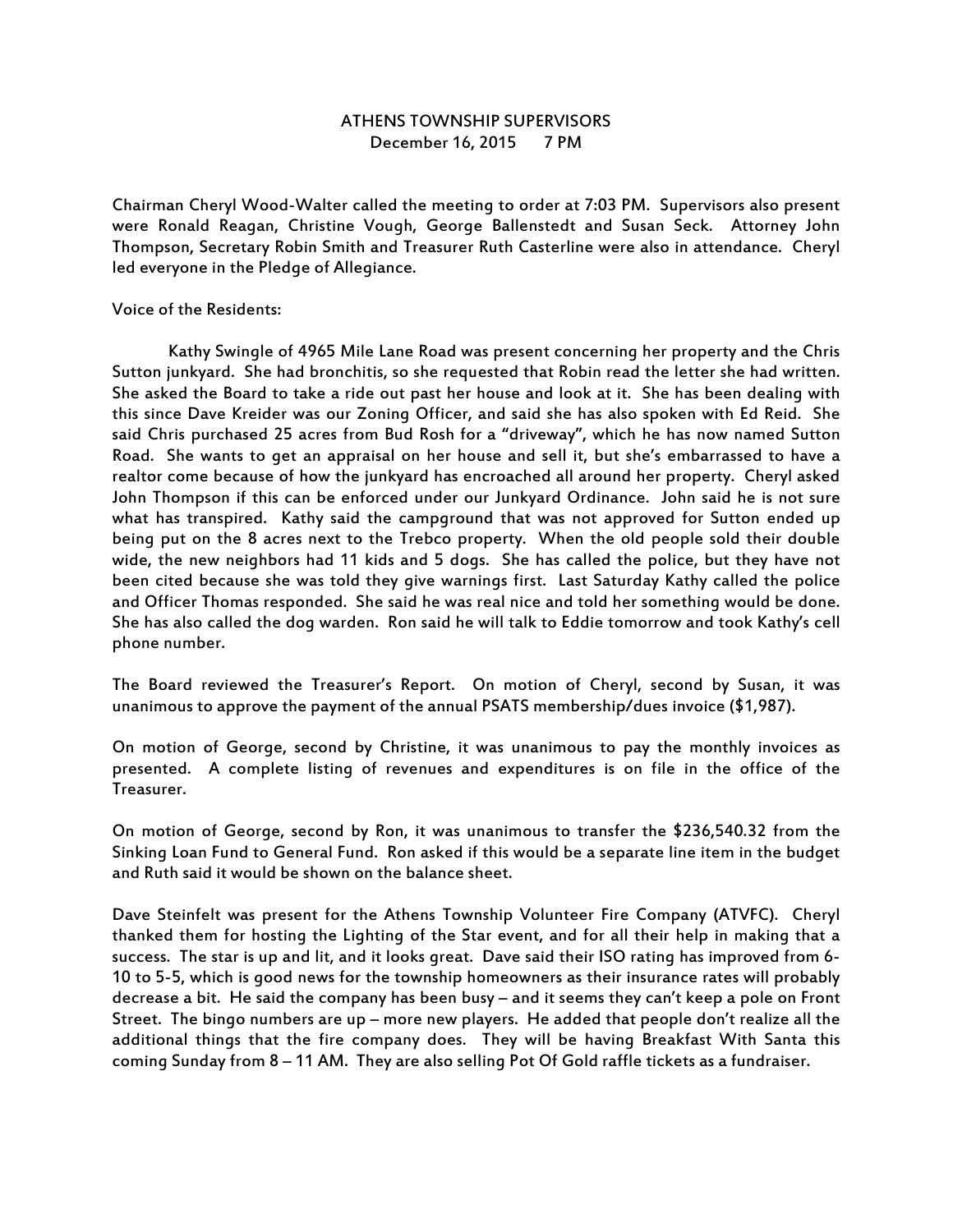# ATHENS TOWNSHIP SUPERVISORS

December 16, 2015 7 PM

Chairman Cheryl Wood-Walter called the meeting to order at 7:03 PM. Supervisors also present were Ronald Reagan, Christine Vough, George Ballenstedt and Susan Seck. Attorney John Thompson, Secretary Robin Smith and Treasurer Ruth Casterline were also in attendance. Cheryl led everyone in the Pledge of Allegiance.

Voice of the Residents:

Kathy Swingle of 4965 Mile Lane Road was present concerning her property and the Chris Sutton junkyard. She had bronchitis, so she requested that Robin read the letter she had written. She asked the Board to take a ride out past her house and look at it. She has been dealing with this since Dave Kreider was our Zoning Officer, and said she has also spoken with Ed Reid. She said Chris purchased 25 acres from Bud Rosh for a "driveway", which he has now named Sutton Road. She wants to get an appraisal on her house and sell it, but she's embarrassed to have a realtor come because of how the junkyard has encroached all around her property. Cheryl asked John Thompson if this can be enforced under our Junkyard Ordinance. John said he is not sure what has transpired. Kathy said the campground that was not approved for Sutton ended up being put on the 8 acres next to the Trebco property. When the old people sold their double wide, the new neighbors had 11 kids and 5 dogs. She has called the police, but they have not been cited because she was told they give warnings first. Last Saturday Kathy called the police and Officer Thomas responded. She said he was real nice and told her something would be done. She has also called the dog warden. Ron said he will talk to Eddie tomorrow and took Kathy's cell phone number.

The Board reviewed the Treasurer's Report. On motion of Cheryl, second by Susan, it was unanimous to approve the payment of the annual PSATS membership/dues invoice ($1,987).

On motion of George, second by Christine, it was unanimous to pay the monthly invoices as presented. A complete listing of revenues and expenditures is on file in the office of the Treasurer.

On motion of George, second by Ron, it was unanimous to transfer the $236,540.32 from the Sinking Loan Fund to General Fund. Ron asked if this would be a separate line item in the budget and Ruth said it would be shown on the balance sheet.

Dave Steinfelt was present for the Athens Township Volunteer Fire Company (ATVFC). Cheryl thanked them for hosting the Lighting of the Star event, and for all their help in making that a success. The star is up and lit, and it looks great. Dave said their ISO rating has improved from 6-10 to 5-5, which is good news for the township homeowners as their insurance rates will probably decrease a bit. He said the company has been busy – and it seems they can't keep a pole on Front Street. The bingo numbers are up – more new players. He added that people don't realize all the additional things that the fire company does. They will be having Breakfast With Santa this coming Sunday from 8 – 11 AM. They are also selling Pot Of Gold raffle tickets as a fundraiser.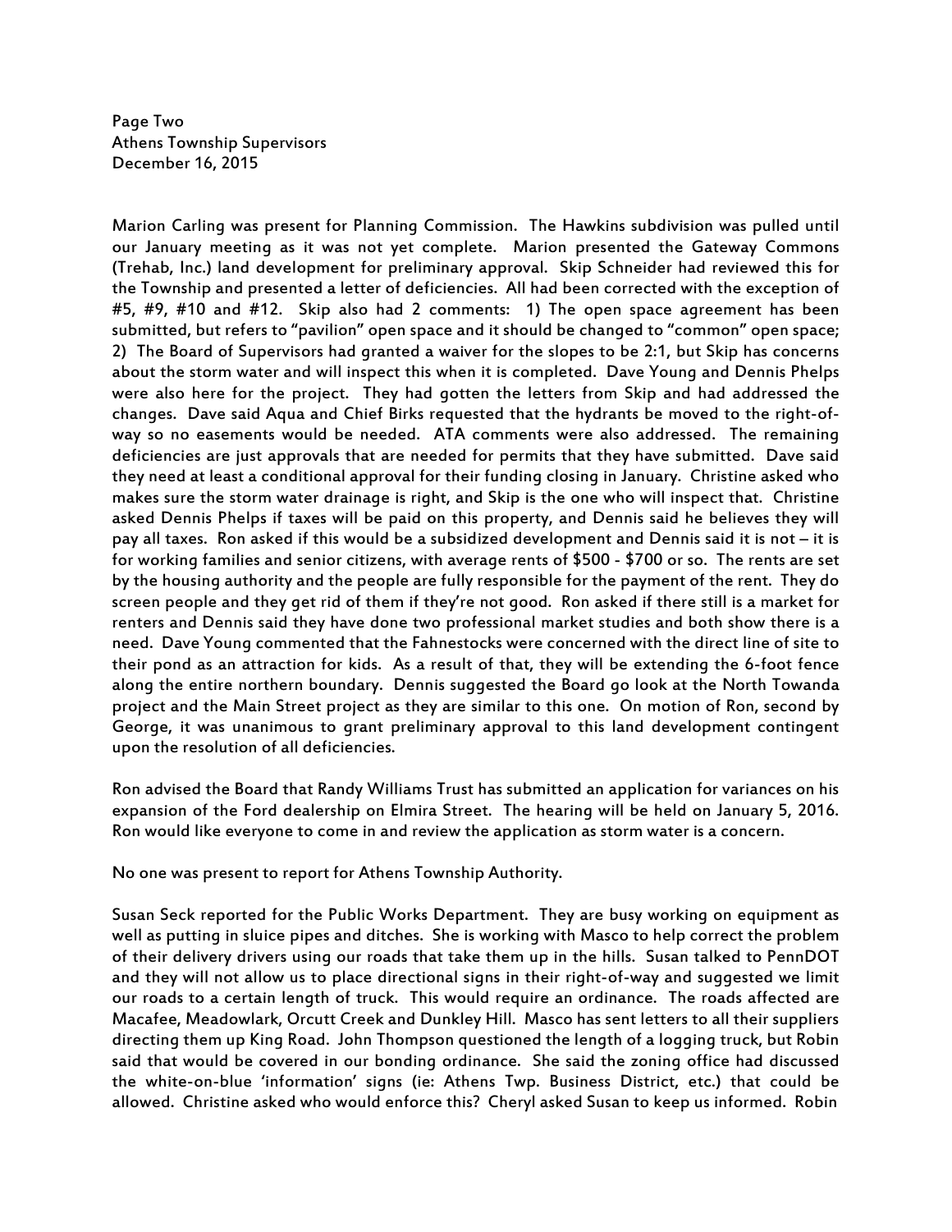Page Two
Athens Township Supervisors
December 16, 2015

Marion Carling was present for Planning Commission. The Hawkins subdivision was pulled until our January meeting as it was not yet complete. Marion presented the Gateway Commons (Trehab, Inc.) land development for preliminary approval. Skip Schneider had reviewed this for the Township and presented a letter of deficiencies. All had been corrected with the exception of #5, #9, #10 and #12. Skip also had 2 comments: 1) The open space agreement has been submitted, but refers to "pavilion" open space and it should be changed to "common" open space; 2) The Board of Supervisors had granted a waiver for the slopes to be 2:1, but Skip has concerns about the storm water and will inspect this when it is completed. Dave Young and Dennis Phelps were also here for the project. They had gotten the letters from Skip and had addressed the changes. Dave said Aqua and Chief Birks requested that the hydrants be moved to the right-of-way so no easements would be needed. ATA comments were also addressed. The remaining deficiencies are just approvals that are needed for permits that they have submitted. Dave said they need at least a conditional approval for their funding closing in January. Christine asked who makes sure the storm water drainage is right, and Skip is the one who will inspect that. Christine asked Dennis Phelps if taxes will be paid on this property, and Dennis said he believes they will pay all taxes. Ron asked if this would be a subsidized development and Dennis said it is not – it is for working families and senior citizens, with average rents of $500 - $700 or so. The rents are set by the housing authority and the people are fully responsible for the payment of the rent. They do screen people and they get rid of them if they're not good. Ron asked if there still is a market for renters and Dennis said they have done two professional market studies and both show there is a need. Dave Young commented that the Fahnestocks were concerned with the direct line of site to their pond as an attraction for kids. As a result of that, they will be extending the 6-foot fence along the entire northern boundary. Dennis suggested the Board go look at the North Towanda project and the Main Street project as they are similar to this one. On motion of Ron, second by George, it was unanimous to grant preliminary approval to this land development contingent upon the resolution of all deficiencies.

Ron advised the Board that Randy Williams Trust has submitted an application for variances on his expansion of the Ford dealership on Elmira Street. The hearing will be held on January 5, 2016. Ron would like everyone to come in and review the application as storm water is a concern.

No one was present to report for Athens Township Authority.

Susan Seck reported for the Public Works Department. They are busy working on equipment as well as putting in sluice pipes and ditches. She is working with Masco to help correct the problem of their delivery drivers using our roads that take them up in the hills. Susan talked to PennDOT and they will not allow us to place directional signs in their right-of-way and suggested we limit our roads to a certain length of truck. This would require an ordinance. The roads affected are Macafee, Meadowlark, Orcutt Creek and Dunkley Hill. Masco has sent letters to all their suppliers directing them up King Road. John Thompson questioned the length of a logging truck, but Robin said that would be covered in our bonding ordinance. She said the zoning office had discussed the white-on-blue 'information' signs (ie: Athens Twp. Business District, etc.) that could be allowed. Christine asked who would enforce this? Cheryl asked Susan to keep us informed. Robin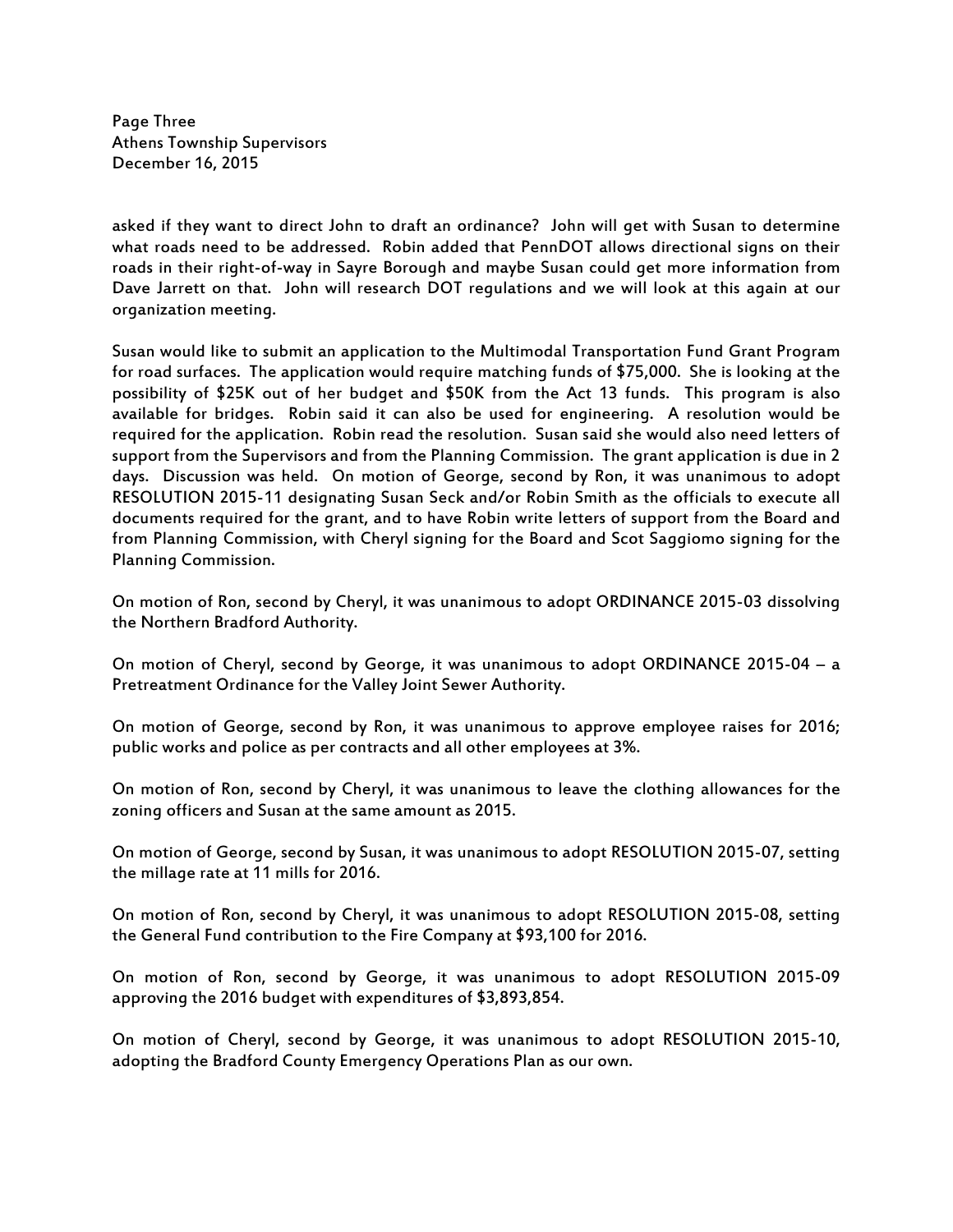asked if they want to direct John to draft an ordinance? John will get with Susan to determine what roads need to be addressed. Robin added that PennDOT allows directional signs on their roads in their right-of-way in Sayre Borough and maybe Susan could get more information from Dave Jarrett on that. John will research DOT regulations and we will look at this again at our organization meeting.

Susan would like to submit an application to the Multimodal Transportation Fund Grant Program for road surfaces. The application would require matching funds of $75,000. She is looking at the possibility of $25K out of her budget and $50K from the Act 13 funds. This program is also available for bridges. Robin said it can also be used for engineering. A resolution would be required for the application. Robin read the resolution. Susan said she would also need letters of support from the Supervisors and from the Planning Commission. The grant application is due in 2 days. Discussion was held. On motion of George, second by Ron, it was unanimous to adopt RESOLUTION 2015-11 designating Susan Seck and/or Robin Smith as the officials to execute all documents required for the grant, and to have Robin write letters of support from the Board and from Planning Commission, with Cheryl signing for the Board and Scot Saggiomo signing for the Planning Commission.

On motion of Ron, second by Cheryl, it was unanimous to adopt ORDINANCE 2015-03 dissolving the Northern Bradford Authority.

On motion of Cheryl, second by George, it was unanimous to adopt ORDINANCE 2015-04 – a Pretreatment Ordinance for the Valley Joint Sewer Authority.

On motion of George, second by Ron, it was unanimous to approve employee raises for 2016; public works and police as per contracts and all other employees at 3%.

On motion of Ron, second by Cheryl, it was unanimous to leave the clothing allowances for the zoning officers and Susan at the same amount as 2015.

On motion of George, second by Susan, it was unanimous to adopt RESOLUTION 2015-07, setting the millage rate at 11 mills for 2016.

On motion of Ron, second by Cheryl, it was unanimous to adopt RESOLUTION 2015-08, setting the General Fund contribution to the Fire Company at $93,100 for 2016.

On motion of Ron, second by George, it was unanimous to adopt RESOLUTION 2015-09 approving the 2016 budget with expenditures of $3,893,854.

On motion of Cheryl, second by George, it was unanimous to adopt RESOLUTION 2015-10, adopting the Bradford County Emergency Operations Plan as our own.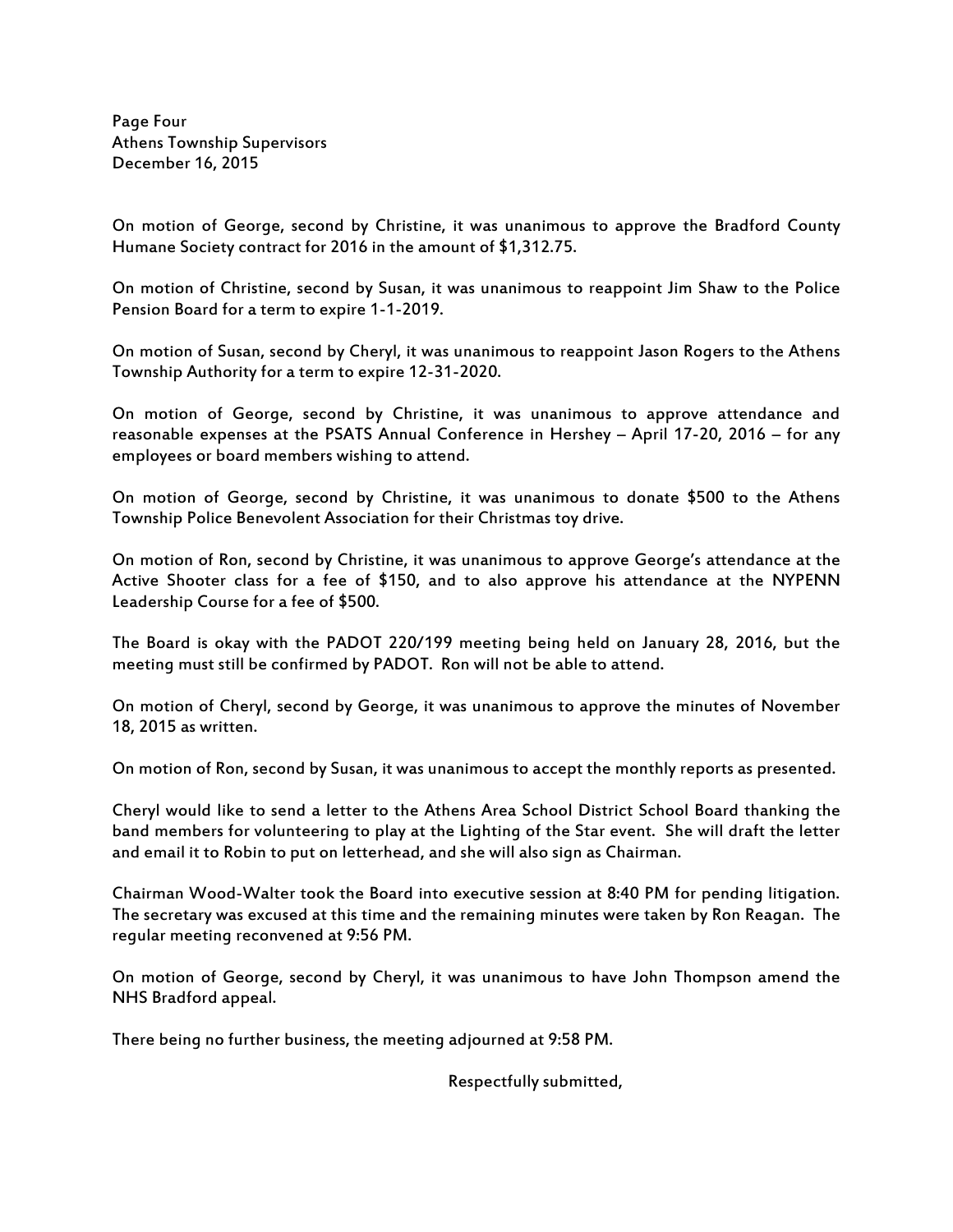On motion of George, second by Christine, it was unanimous to approve the Bradford County Humane Society contract for 2016 in the amount of $1,312.75.

On motion of Christine, second by Susan, it was unanimous to reappoint Jim Shaw to the Police Pension Board for a term to expire 1-1-2019.

On motion of Susan, second by Cheryl, it was unanimous to reappoint Jason Rogers to the Athens Township Authority for a term to expire 12-31-2020.

On motion of George, second by Christine, it was unanimous to approve attendance and reasonable expenses at the PSATS Annual Conference in Hershey – April 17-20, 2016 – for any employees or board members wishing to attend.

On motion of George, second by Christine, it was unanimous to donate $500 to the Athens Township Police Benevolent Association for their Christmas toy drive.

On motion of Ron, second by Christine, it was unanimous to approve George's attendance at the Active Shooter class for a fee of $150, and to also approve his attendance at the NYPENN Leadership Course for a fee of $500.

The Board is okay with the PADOT 220/199 meeting being held on January 28, 2016, but the meeting must still be confirmed by PADOT. Ron will not be able to attend.

On motion of Cheryl, second by George, it was unanimous to approve the minutes of November 18, 2015 as written.

On motion of Ron, second by Susan, it was unanimous to accept the monthly reports as presented.

Cheryl would like to send a letter to the Athens Area School District School Board thanking the band members for volunteering to play at the Lighting of the Star event. She will draft the letter and email it to Robin to put on letterhead, and she will also sign as Chairman.

Chairman Wood-Walter took the Board into executive session at 8:40 PM for pending litigation. The secretary was excused at this time and the remaining minutes were taken by Ron Reagan. The regular meeting reconvened at 9:56 PM.

On motion of George, second by Cheryl, it was unanimous to have John Thompson amend the NHS Bradford appeal.

There being no further business, the meeting adjourned at 9:58 PM.

Respectfully submitted,